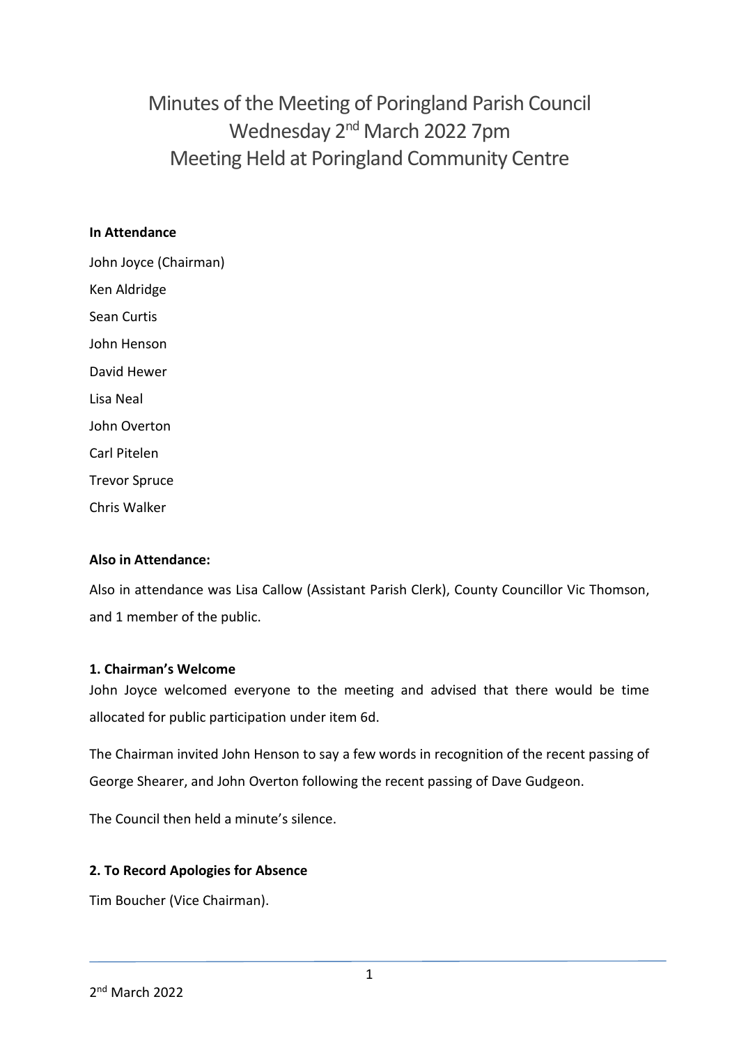# Minutes of the Meeting of Poringland Parish Council
## Wednesday 2nd March 2022 7pm
## Meeting Held at Poringland Community Centre

**In Attendance**

John Joyce (Chairman)

Ken Aldridge

Sean Curtis

John Henson

David Hewer

Lisa Neal

John Overton

Carl Pitelen

Trevor Spruce

Chris Walker

**Also in Attendance:**

Also in attendance was Lisa Callow (Assistant Parish Clerk), County Councillor Vic Thomson, and 1 member of the public.

**1. Chairman's Welcome**

John Joyce welcomed everyone to the meeting and advised that there would be time allocated for public participation under item 6d.

The Chairman invited John Henson to say a few words in recognition of the recent passing of George Shearer, and John Overton following the recent passing of Dave Gudgeon.

The Council then held a minute's silence.

**2. To Record Apologies for Absence**

Tim Boucher (Vice Chairman).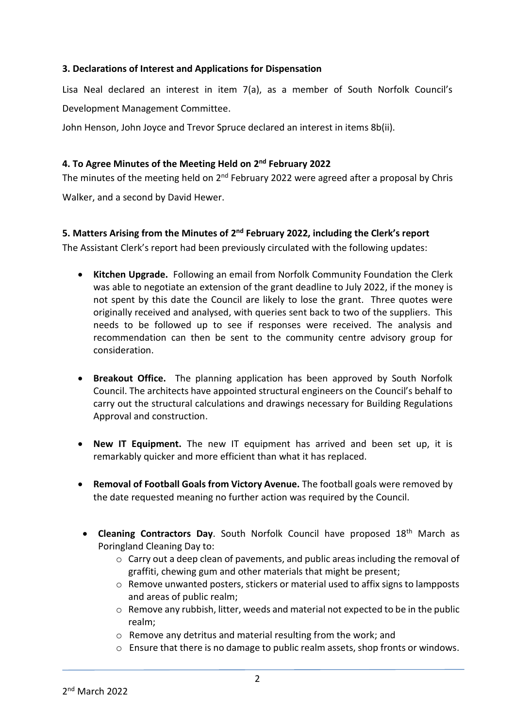**3. Declarations of Interest and Applications for Dispensation**

Lisa Neal declared an interest in item 7(a), as a member of South Norfolk Council's Development Management Committee.

John Henson, John Joyce and Trevor Spruce declared an interest in items 8b(ii).

**4. To Agree Minutes of the Meeting Held on 2nd February 2022**

The minutes of the meeting held on 2nd February 2022 were agreed after a proposal by Chris Walker, and a second by David Hewer.

**5. Matters Arising from the Minutes of 2nd February 2022, including the Clerk's report**

The Assistant Clerk's report had been previously circulated with the following updates:

- **Kitchen Upgrade.** Following an email from Norfolk Community Foundation the Clerk was able to negotiate an extension of the grant deadline to July 2022, if the money is not spent by this date the Council are likely to lose the grant. Three quotes were originally received and analysed, with queries sent back to two of the suppliers. This needs to be followed up to see if responses were received. The analysis and recommendation can then be sent to the community centre advisory group for consideration.

- **Breakout Office.** The planning application has been approved by South Norfolk Council. The architects have appointed structural engineers on the Council's behalf to carry out the structural calculations and drawings necessary for Building Regulations Approval and construction.

- **New IT Equipment.** The new IT equipment has arrived and been set up, it is remarkably quicker and more efficient than what it has replaced.

- **Removal of Football Goals from Victory Avenue.** The football goals were removed by the date requested meaning no further action was required by the Council.

- **Cleaning Contractors Day**. South Norfolk Council have proposed 18th March as Poringland Cleaning Day to:
  - Carry out a deep clean of pavements, and public areas including the removal of graffiti, chewing gum and other materials that might be present;
  - Remove unwanted posters, stickers or material used to affix signs to lampposts and areas of public realm;
  - Remove any rubbish, litter, weeds and material not expected to be in the public realm;
  - Remove any detritus and material resulting from the work; and
  - Ensure that there is no damage to public realm assets, shop fronts or windows.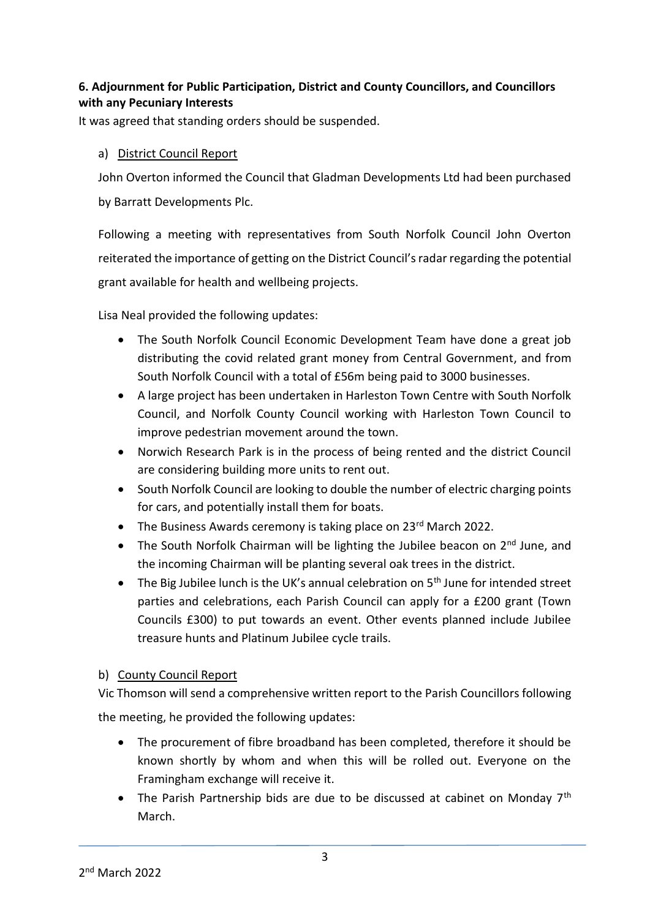**6. Adjournment for Public Participation, District and County Councillors, and Councillors with any Pecuniary Interests**

It was agreed that standing orders should be suspended.

a) District Council Report

John Overton informed the Council that Gladman Developments Ltd had been purchased by Barratt Developments Plc.

Following a meeting with representatives from South Norfolk Council John Overton reiterated the importance of getting on the District Council's radar regarding the potential grant available for health and wellbeing projects.

Lisa Neal provided the following updates:

- The South Norfolk Council Economic Development Team have done a great job distributing the covid related grant money from Central Government, and from South Norfolk Council with a total of £56m being paid to 3000 businesses.
- A large project has been undertaken in Harleston Town Centre with South Norfolk Council, and Norfolk County Council working with Harleston Town Council to improve pedestrian movement around the town.
- Norwich Research Park is in the process of being rented and the district Council are considering building more units to rent out.
- South Norfolk Council are looking to double the number of electric charging points for cars, and potentially install them for boats.
- The Business Awards ceremony is taking place on 23rd March 2022.
- The South Norfolk Chairman will be lighting the Jubilee beacon on 2nd June, and the incoming Chairman will be planting several oak trees in the district.
- The Big Jubilee lunch is the UK's annual celebration on 5th June for intended street parties and celebrations, each Parish Council can apply for a £200 grant (Town Councils £300) to put towards an event. Other events planned include Jubilee treasure hunts and Platinum Jubilee cycle trails.

b) County Council Report

Vic Thomson will send a comprehensive written report to the Parish Councillors following the meeting, he provided the following updates:

- The procurement of fibre broadband has been completed, therefore it should be known shortly by whom and when this will be rolled out. Everyone on the Framingham exchange will receive it.
- The Parish Partnership bids are due to be discussed at cabinet on Monday 7th March.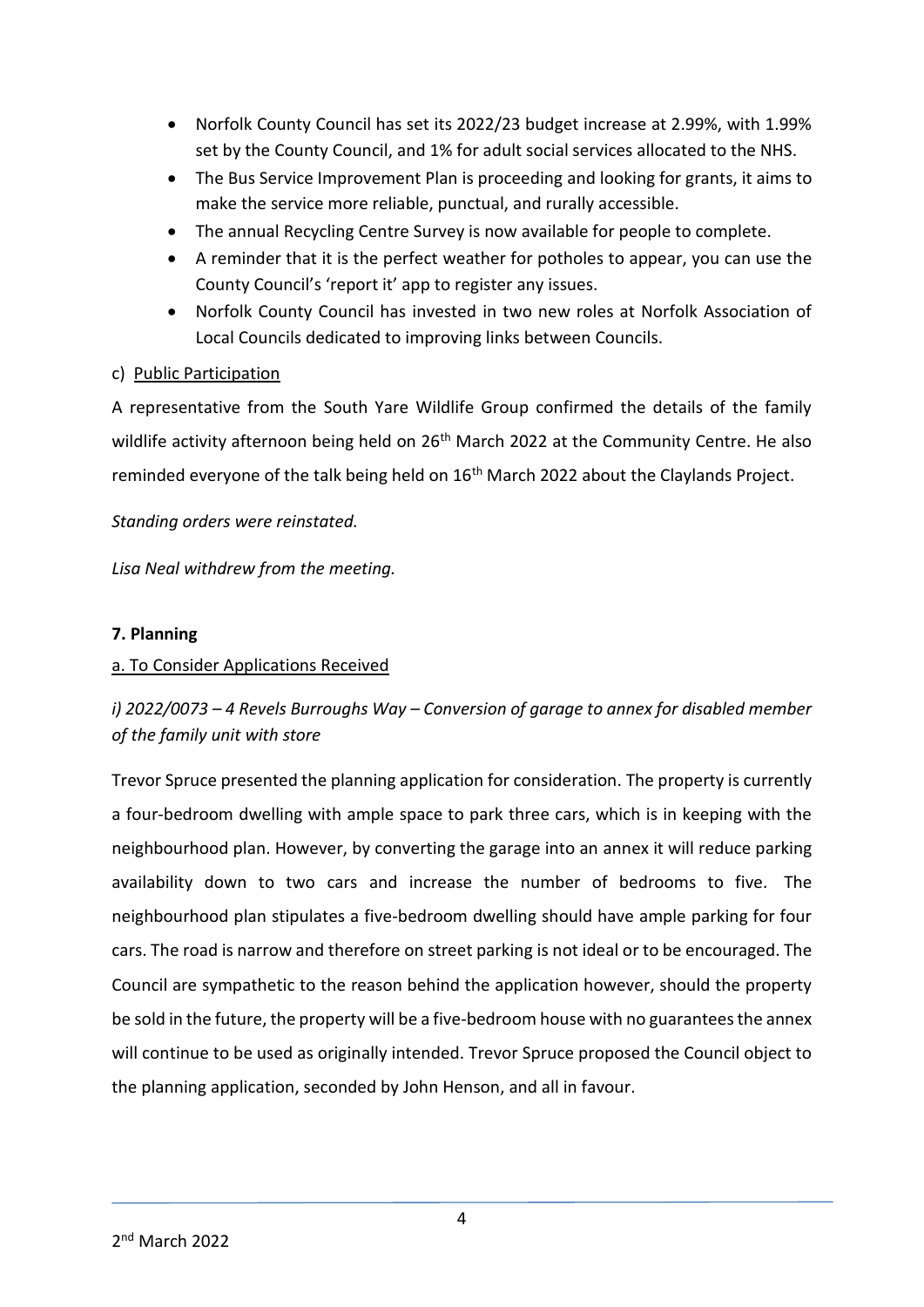- Norfolk County Council has set its 2022/23 budget increase at 2.99%, with 1.99% set by the County Council, and 1% for adult social services allocated to the NHS.
- The Bus Service Improvement Plan is proceeding and looking for grants, it aims to make the service more reliable, punctual, and rurally accessible.
- The annual Recycling Centre Survey is now available for people to complete.
- A reminder that it is the perfect weather for potholes to appear, you can use the County Council's 'report it' app to register any issues.
- Norfolk County Council has invested in two new roles at Norfolk Association of Local Councils dedicated to improving links between Councils.

c) Public Participation

A representative from the South Yare Wildlife Group confirmed the details of the family wildlife activity afternoon being held on 26th March 2022 at the Community Centre. He also reminded everyone of the talk being held on 16th March 2022 about the Claylands Project.

*Standing orders were reinstated.*

*Lisa Neal withdrew from the meeting.*

### 7. Planning

a. To Consider Applications Received

*i) 2022/0073 – 4 Revels Burroughs Way – Conversion of garage to annex for disabled member of the family unit with store*

Trevor Spruce presented the planning application for consideration. The property is currently a four-bedroom dwelling with ample space to park three cars, which is in keeping with the neighbourhood plan. However, by converting the garage into an annex it will reduce parking availability down to two cars and increase the number of bedrooms to five. The neighbourhood plan stipulates a five-bedroom dwelling should have ample parking for four cars. The road is narrow and therefore on street parking is not ideal or to be encouraged. The Council are sympathetic to the reason behind the application however, should the property be sold in the future, the property will be a five-bedroom house with no guarantees the annex will continue to be used as originally intended. Trevor Spruce proposed the Council object to the planning application, seconded by John Henson, and all in favour.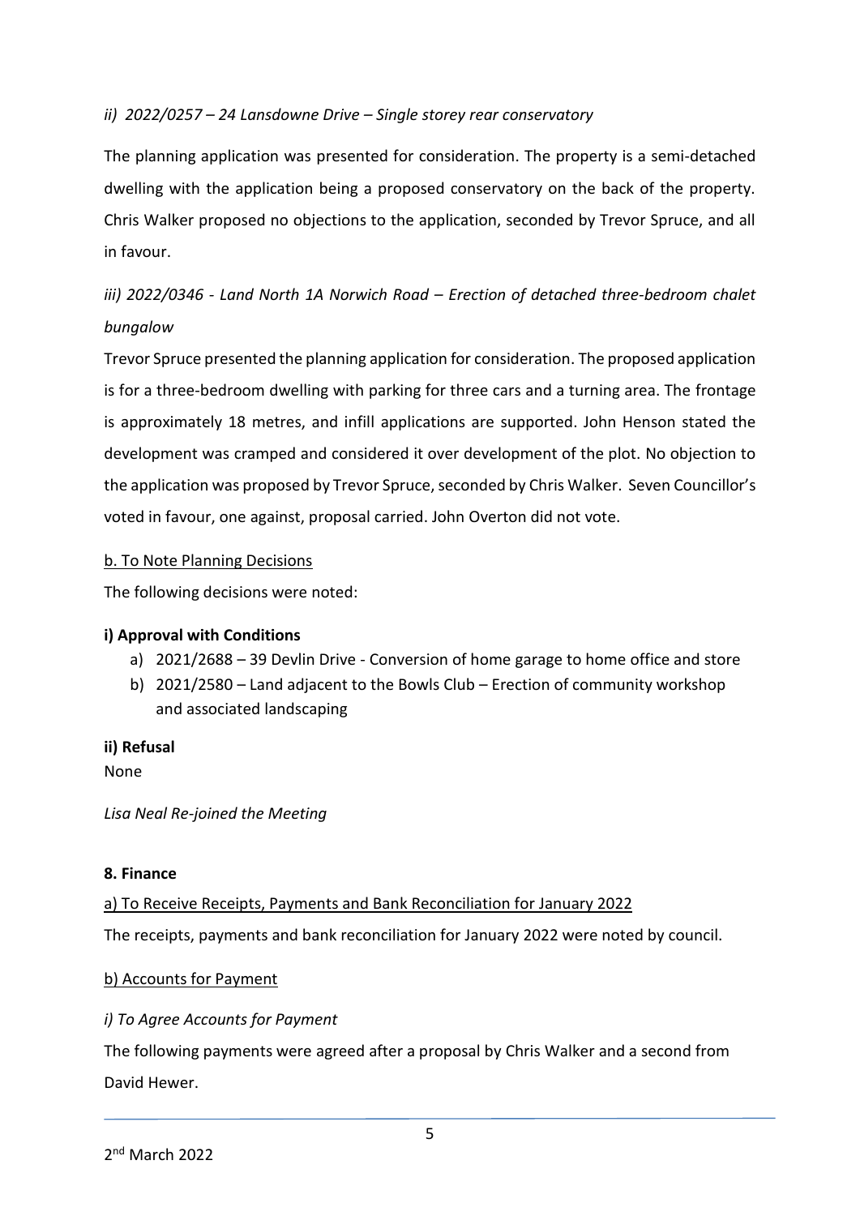*ii) 2022/0257 – 24 Lansdowne Drive – Single storey rear conservatory*

The planning application was presented for consideration. The property is a semi-detached dwelling with the application being a proposed conservatory on the back of the property. Chris Walker proposed no objections to the application, seconded by Trevor Spruce, and all in favour.

*iii) 2022/0346 - Land North 1A Norwich Road – Erection of detached three-bedroom chalet bungalow*

Trevor Spruce presented the planning application for consideration. The proposed application is for a three-bedroom dwelling with parking for three cars and a turning area. The frontage is approximately 18 metres, and infill applications are supported. John Henson stated the development was cramped and considered it over development of the plot. No objection to the application was proposed by Trevor Spruce, seconded by Chris Walker. Seven Councillor's voted in favour, one against, proposal carried. John Overton did not vote.

b. To Note Planning Decisions

The following decisions were noted:

**i) Approval with Conditions**

a) 2021/2688 – 39 Devlin Drive - Conversion of home garage to home office and store
b) 2021/2580 – Land adjacent to the Bowls Club – Erection of community workshop and associated landscaping

**ii) Refusal**

None

*Lisa Neal Re-joined the Meeting*

**8. Finance**

a) To Receive Receipts, Payments and Bank Reconciliation for January 2022

The receipts, payments and bank reconciliation for January 2022 were noted by council.

b) Accounts for Payment

*i) To Agree Accounts for Payment*

The following payments were agreed after a proposal by Chris Walker and a second from David Hewer.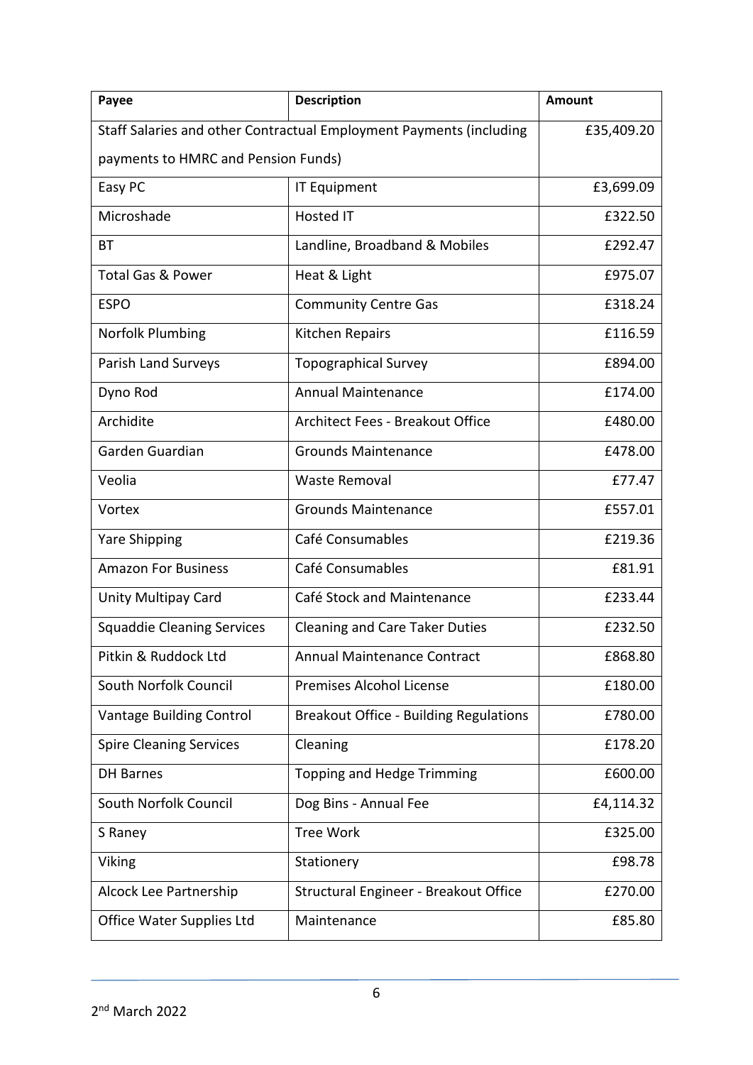| Payee | Description | Amount |
| --- | --- | --- |
| Staff Salaries and other Contractual Employment Payments (including payments to HMRC and Pension Funds) | | £35,409.20 |
| Easy PC | IT Equipment | £3,699.09 |
| Microshade | Hosted IT | £322.50 |
| BT | Landline, Broadband & Mobiles | £292.47 |
| Total Gas & Power | Heat & Light | £975.07 |
| ESPO | Community Centre Gas | £318.24 |
| Norfolk Plumbing | Kitchen Repairs | £116.59 |
| Parish Land Surveys | Topographical Survey | £894.00 |
| Dyno Rod | Annual Maintenance | £174.00 |
| Archidite | Architect Fees - Breakout Office | £480.00 |
| Garden Guardian | Grounds Maintenance | £478.00 |
| Veolia | Waste Removal | £77.47 |
| Vortex | Grounds Maintenance | £557.01 |
| Yare Shipping | Café Consumables | £219.36 |
| Amazon For Business | Café Consumables | £81.91 |
| Unity Multipay Card | Café Stock and Maintenance | £233.44 |
| Squaddie Cleaning Services | Cleaning and Care Taker Duties | £232.50 |
| Pitkin & Ruddock Ltd | Annual Maintenance Contract | £868.80 |
| South Norfolk Council | Premises Alcohol License | £180.00 |
| Vantage Building Control | Breakout Office - Building Regulations | £780.00 |
| Spire Cleaning Services | Cleaning | £178.20 |
| DH Barnes | Topping and Hedge Trimming | £600.00 |
| South Norfolk Council | Dog Bins - Annual Fee | £4,114.32 |
| S Raney | Tree Work | £325.00 |
| Viking | Stationery | £98.78 |
| Alcock Lee Partnership | Structural Engineer - Breakout Office | £270.00 |
| Office Water Supplies Ltd | Maintenance | £85.80 |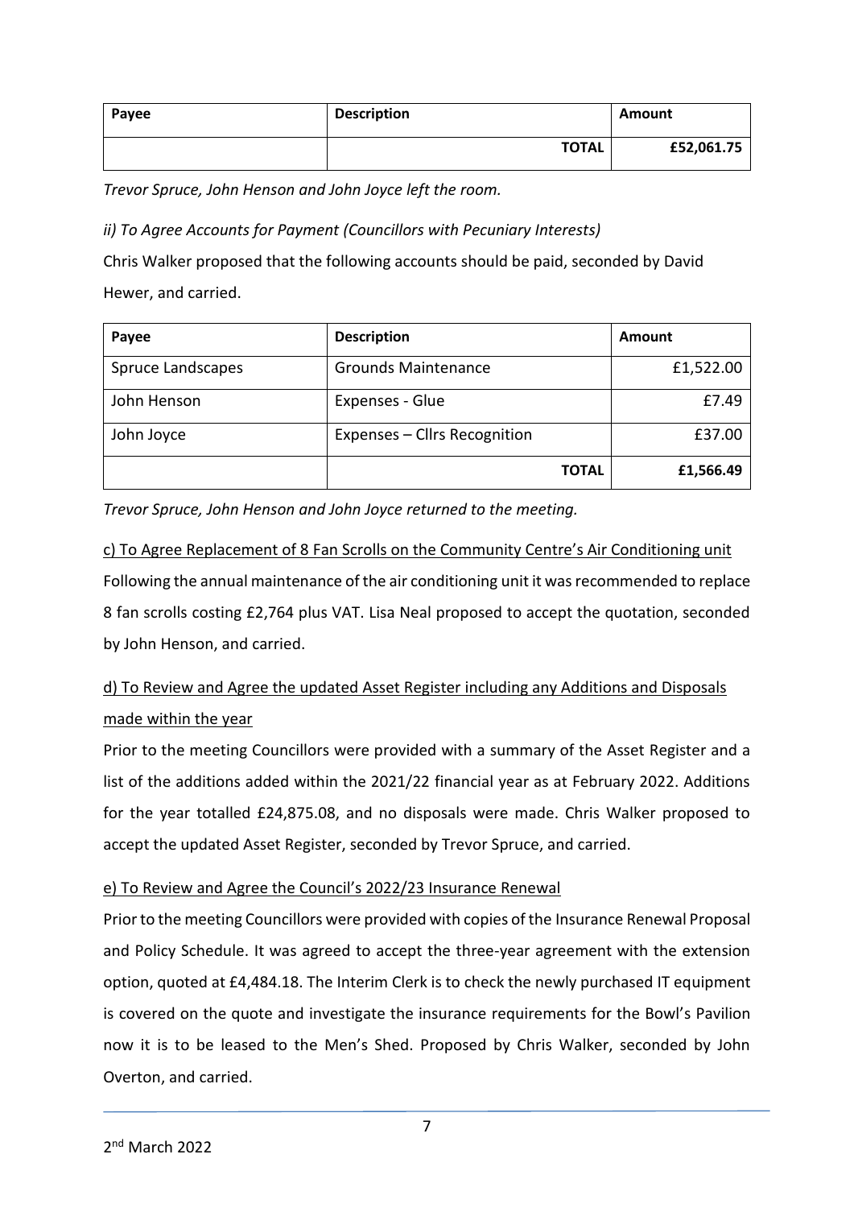| Payee | Description | Amount |
| --- | --- | --- |
| | **TOTAL** | **£52,061.75** |

*Trevor Spruce, John Henson and John Joyce left the room.*

*ii) To Agree Accounts for Payment (Councillors with Pecuniary Interests)*

Chris Walker proposed that the following accounts should be paid, seconded by David Hewer, and carried.

| Payee | Description | Amount |
| --- | --- | --- |
| Spruce Landscapes | Grounds Maintenance | £1,522.00 |
| John Henson | Expenses - Glue | £7.49 |
| John Joyce | Expenses – Cllrs Recognition | £37.00 |
| | **TOTAL** | **£1,566.49** |

*Trevor Spruce, John Henson and John Joyce returned to the meeting.*

c) To Agree Replacement of 8 Fan Scrolls on the Community Centre's Air Conditioning unit

Following the annual maintenance of the air conditioning unit it was recommended to replace 8 fan scrolls costing £2,764 plus VAT. Lisa Neal proposed to accept the quotation, seconded by John Henson, and carried.

d) To Review and Agree the updated Asset Register including any Additions and Disposals made within the year

Prior to the meeting Councillors were provided with a summary of the Asset Register and a list of the additions added within the 2021/22 financial year as at February 2022. Additions for the year totalled £24,875.08, and no disposals were made. Chris Walker proposed to accept the updated Asset Register, seconded by Trevor Spruce, and carried.

e) To Review and Agree the Council's 2022/23 Insurance Renewal

Prior to the meeting Councillors were provided with copies of the Insurance Renewal Proposal and Policy Schedule. It was agreed to accept the three-year agreement with the extension option, quoted at £4,484.18. The Interim Clerk is to check the newly purchased IT equipment is covered on the quote and investigate the insurance requirements for the Bowl's Pavilion now it is to be leased to the Men's Shed. Proposed by Chris Walker, seconded by John Overton, and carried.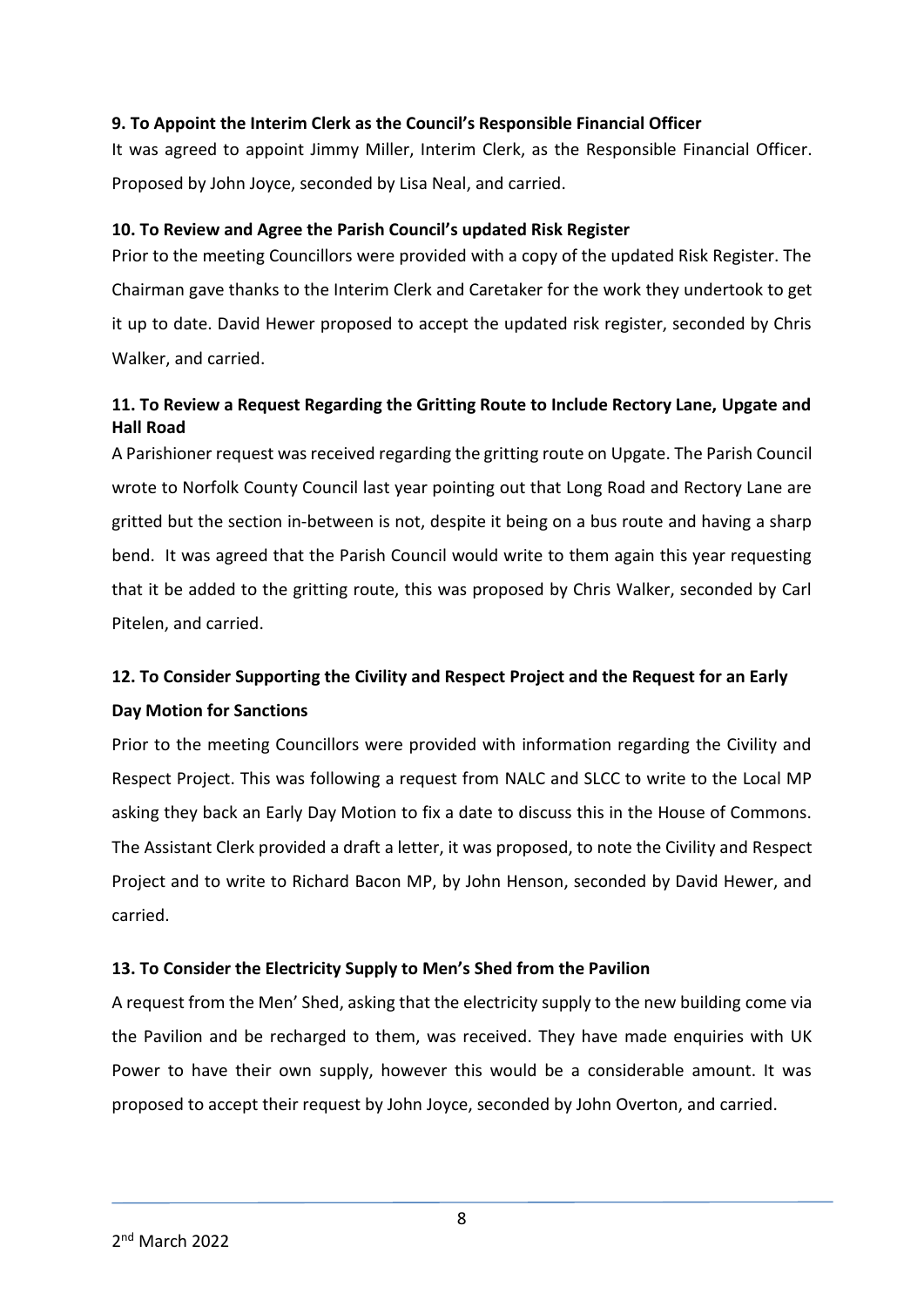**9. To Appoint the Interim Clerk as the Council's Responsible Financial Officer**

It was agreed to appoint Jimmy Miller, Interim Clerk, as the Responsible Financial Officer. Proposed by John Joyce, seconded by Lisa Neal, and carried.

**10. To Review and Agree the Parish Council's updated Risk Register**

Prior to the meeting Councillors were provided with a copy of the updated Risk Register. The Chairman gave thanks to the Interim Clerk and Caretaker for the work they undertook to get it up to date. David Hewer proposed to accept the updated risk register, seconded by Chris Walker, and carried.

**11. To Review a Request Regarding the Gritting Route to Include Rectory Lane, Upgate and Hall Road**

A Parishioner request was received regarding the gritting route on Upgate. The Parish Council wrote to Norfolk County Council last year pointing out that Long Road and Rectory Lane are gritted but the section in-between is not, despite it being on a bus route and having a sharp bend. It was agreed that the Parish Council would write to them again this year requesting that it be added to the gritting route, this was proposed by Chris Walker, seconded by Carl Pitelen, and carried.

**12. To Consider Supporting the Civility and Respect Project and the Request for an Early Day Motion for Sanctions**

Prior to the meeting Councillors were provided with information regarding the Civility and Respect Project. This was following a request from NALC and SLCC to write to the Local MP asking they back an Early Day Motion to fix a date to discuss this in the House of Commons. The Assistant Clerk provided a draft letter, it was proposed, to note the Civility and Respect Project and to write to Richard Bacon MP, by John Henson, seconded by David Hewer, and carried.

**13. To Consider the Electricity Supply to Men's Shed from the Pavilion**

A request from the Men' Shed, asking that the electricity supply to the new building come via the Pavilion and be recharged to them, was received. They have made enquiries with UK Power to have their own supply, however this would be a considerable amount. It was proposed to accept their request by John Joyce, seconded by John Overton, and carried.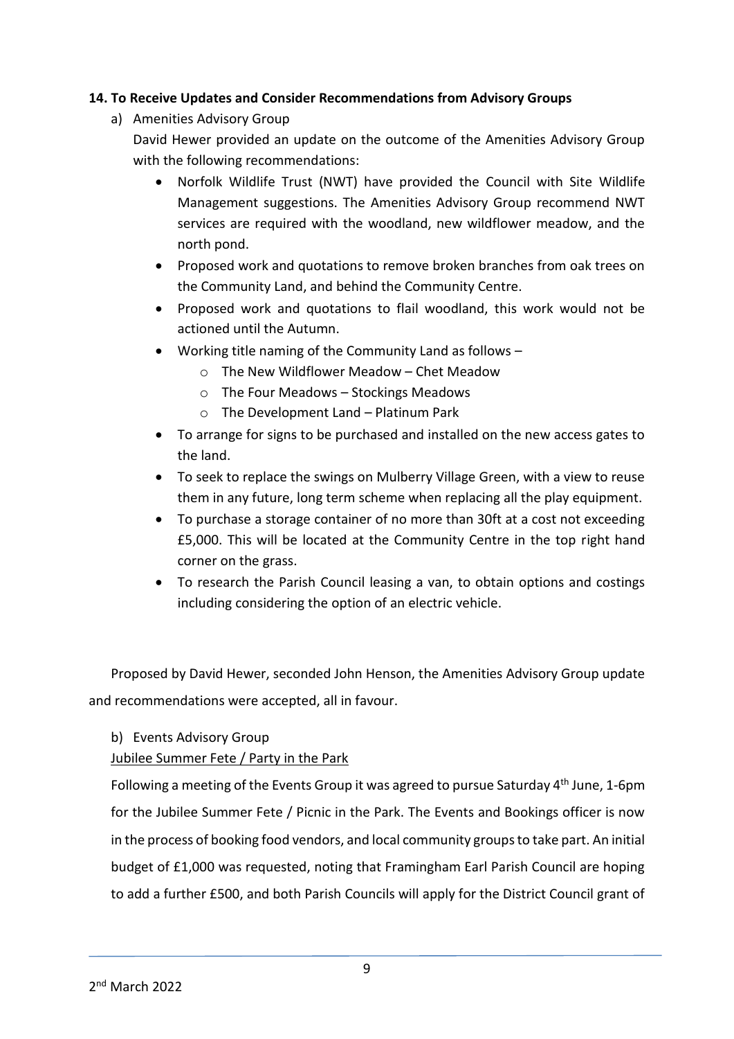**14. To Receive Updates and Consider Recommendations from Advisory Groups**

a) Amenities Advisory Group

David Hewer provided an update on the outcome of the Amenities Advisory Group with the following recommendations:

- Norfolk Wildlife Trust (NWT) have provided the Council with Site Wildlife Management suggestions. The Amenities Advisory Group recommend NWT services are required with the woodland, new wildflower meadow, and the north pond.
- Proposed work and quotations to remove broken branches from oak trees on the Community Land, and behind the Community Centre.
- Proposed work and quotations to flail woodland, this work would not be actioned until the Autumn.
- Working title naming of the Community Land as follows –
    - The New Wildflower Meadow – Chet Meadow
    - The Four Meadows – Stockings Meadows
    - The Development Land – Platinum Park
- To arrange for signs to be purchased and installed on the new access gates to the land.
- To seek to replace the swings on Mulberry Village Green, with a view to reuse them in any future, long term scheme when replacing all the play equipment.
- To purchase a storage container of no more than 30ft at a cost not exceeding £5,000. This will be located at the Community Centre in the top right hand corner on the grass.
- To research the Parish Council leasing a van, to obtain options and costings including considering the option of an electric vehicle.

Proposed by David Hewer, seconded John Henson, the Amenities Advisory Group update and recommendations were accepted, all in favour.

b) Events Advisory Group

Jubilee Summer Fete / Party in the Park

Following a meeting of the Events Group it was agreed to pursue Saturday 4th June, 1-6pm for the Jubilee Summer Fete / Picnic in the Park. The Events and Bookings officer is now in the process of booking food vendors, and local community groups to take part. An initial budget of £1,000 was requested, noting that Framingham Earl Parish Council are hoping to add a further £500, and both Parish Councils will apply for the District Council grant of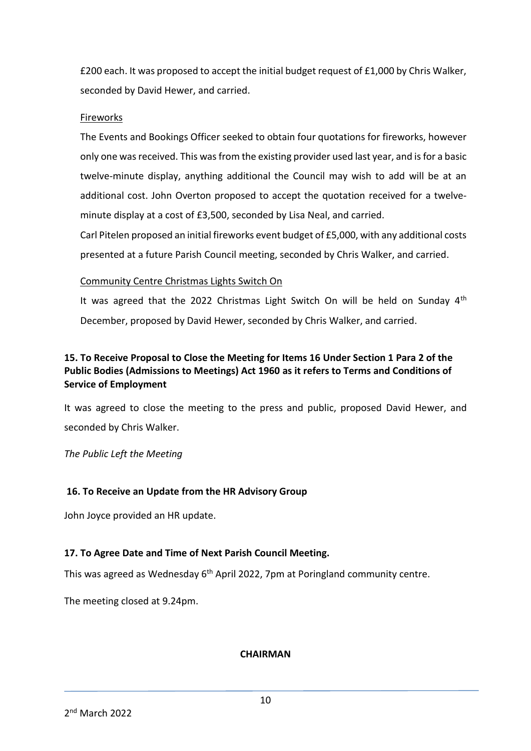£200 each. It was proposed to accept the initial budget request of £1,000 by Chris Walker, seconded by David Hewer, and carried.

Fireworks

The Events and Bookings Officer seeked to obtain four quotations for fireworks, however only one was received. This was from the existing provider used last year, and is for a basic twelve-minute display, anything additional the Council may wish to add will be at an additional cost. John Overton proposed to accept the quotation received for a twelve-minute display at a cost of £3,500, seconded by Lisa Neal, and carried.

Carl Pitelen proposed an initial fireworks event budget of £5,000, with any additional costs presented at a future Parish Council meeting, seconded by Chris Walker, and carried.

Community Centre Christmas Lights Switch On

It was agreed that the 2022 Christmas Light Switch On will be held on Sunday 4th December, proposed by David Hewer, seconded by Chris Walker, and carried.

**15. To Receive Proposal to Close the Meeting for Items 16 Under Section 1 Para 2 of the Public Bodies (Admissions to Meetings) Act 1960 as it refers to Terms and Conditions of Service of Employment**

It was agreed to close the meeting to the press and public, proposed David Hewer, and seconded by Chris Walker.

*The Public Left the Meeting*

**16. To Receive an Update from the HR Advisory Group**

John Joyce provided an HR update.

**17. To Agree Date and Time of Next Parish Council Meeting.**

This was agreed as Wednesday 6th April 2022, 7pm at Poringland community centre.

The meeting closed at 9.24pm.

**CHAIRMAN**

2nd March 2022